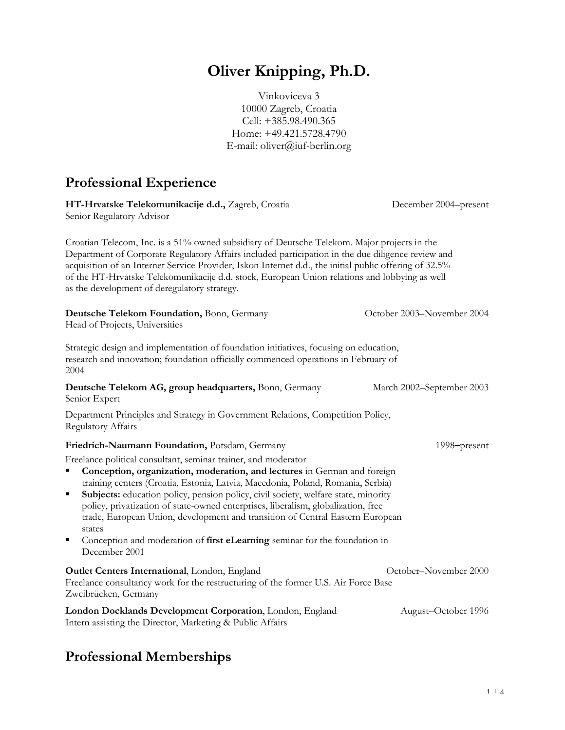# Oliver Knipping, Ph.D.

Vinkoviceva 3
10000 Zagreb, Croatia
Cell: +385.98.490.365
Home: +49.421.5728.4790
E-mail: oliver@iuf-berlin.org

## Professional Experience

**HT-Hrvatske Telekomunikacije d.d.,** Zagreb, Croatia — December 2004–present
Senior Regulatory Advisor

Croatian Telecom, Inc. is a 51% owned subsidiary of Deutsche Telekom. Major projects in the Department of Corporate Regulatory Affairs included participation in the due diligence review and acquisition of an Internet Service Provider, Iskon Internet d.d., the initial public offering of 32.5% of the HT-Hrvatske Telekomunikacije d.d. stock, European Union relations and lobbying as well as the development of deregulatory strategy.

**Deutsche Telekom Foundation,** Bonn, Germany — October 2003–November 2004
Head of Projects, Universities

Strategic design and implementation of foundation initiatives, focusing on education, research and innovation; foundation officially commenced operations in February of 2004

**Deutsche Telekom AG, group headquarters,** Bonn, Germany — March 2002–September 2003
Senior Expert

Department Principles and Strategy in Government Relations, Competition Policy, Regulatory Affairs

**Friedrich-Naumann Foundation,** Potsdam, Germany — 1998–present

Freelance political consultant, seminar trainer, and moderator

- **Conception, organization, moderation, and lectures** in German and foreign training centers (Croatia, Estonia, Latvia, Macedonia, Poland, Romania, Serbia)
- **Subjects:** education policy, pension policy, civil society, welfare state, minority policy, privatization of state-owned enterprises, liberalism, globalization, free trade, European Union, development and transition of Central Eastern European states
- Conception and moderation of **first eLearning** seminar for the foundation in December 2001

**Outlet Centers International**, London, England — October–November 2000
Freelance consultancy work for the restructuring of the former U.S. Air Force Base Zweibrücken, Germany

**London Docklands Development Corporation**, London, England — August–October 1996
Intern assisting the Director, Marketing & Public Affairs

## Professional Memberships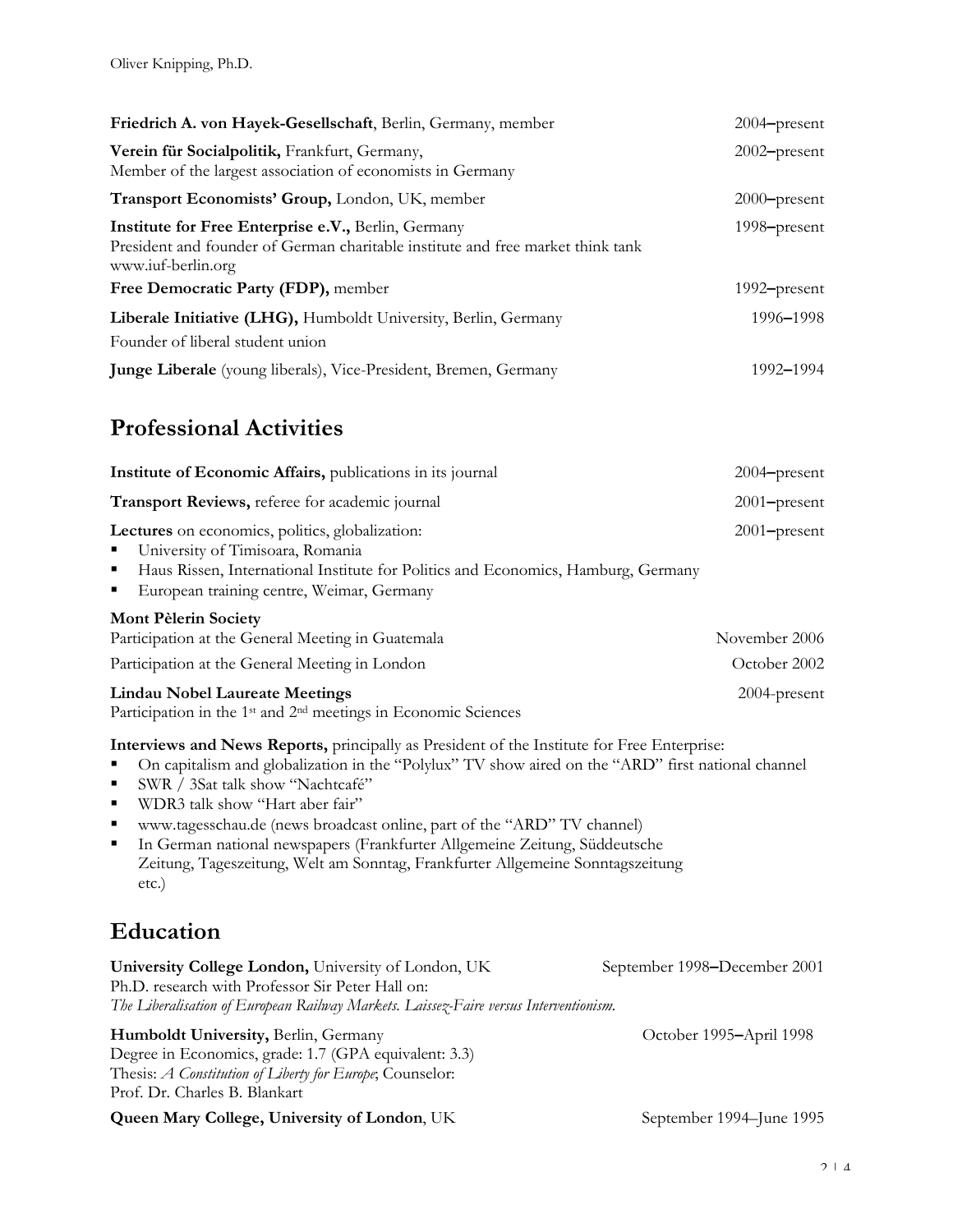**Friedrich A. von Hayek-Gesellschaft**, Berlin, Germany, member — 2004–present

**Verein für Socialpolitik,** Frankfurt, Germany,
Member of the largest association of economists in Germany — 2002–present

**Transport Economists' Group,** London, UK, member — 2000–present

**Institute for Free Enterprise e.V.,** Berlin, Germany
President and founder of German charitable institute and free market think tank
www.iuf-berlin.org — 1998–present

**Free Democratic Party (FDP),** member — 1992–present

**Liberale Initiative (LHG),** Humboldt University, Berlin, Germany — 1996–1998
Founder of liberal student union

**Junge Liberale** (young liberals), Vice-President, Bremen, Germany — 1992–1994

## Professional Activities

**Institute of Economic Affairs,** publications in its journal — 2004–present

**Transport Reviews,** referee for academic journal — 2001–present

**Lectures** on economics, politics, globalization: — 2001–present
- University of Timisoara, Romania
- Haus Rissen, International Institute for Politics and Economics, Hamburg, Germany
- European training centre, Weimar, Germany

**Mont Pèlerin Society**
Participation at the General Meeting in Guatemala — November 2006
Participation at the General Meeting in London — October 2002

**Lindau Nobel Laureate Meetings** — 2004-present
Participation in the 1st and 2nd meetings in Economic Sciences

**Interviews and News Reports,** principally as President of the Institute for Free Enterprise:
- On capitalism and globalization in the "Polylux" TV show aired on the "ARD" first national channel
- SWR / 3Sat talk show "Nachtcafé"
- WDR3 talk show "Hart aber fair"
- www.tagesschau.de (news broadcast online, part of the "ARD" TV channel)
- In German national newspapers (Frankfurter Allgemeine Zeitung, Süddeutsche Zeitung, Tageszeitung, Welt am Sonntag, Frankfurter Allgemeine Sonntagszeitung etc.)

## Education

**University College London,** University of London, UK — September 1998–December 2001
Ph.D. research with Professor Sir Peter Hall on:
*The Liberalisation of European Railway Markets. Laissez-Faire versus Interventionism.*

**Humboldt University,** Berlin, Germany — October 1995–April 1998
Degree in Economics, grade: 1.7 (GPA equivalent: 3.3)
Thesis: *A Constitution of Liberty for Europe*; Counselor:
Prof. Dr. Charles B. Blankart

**Queen Mary College, University of London**, UK — September 1994–June 1995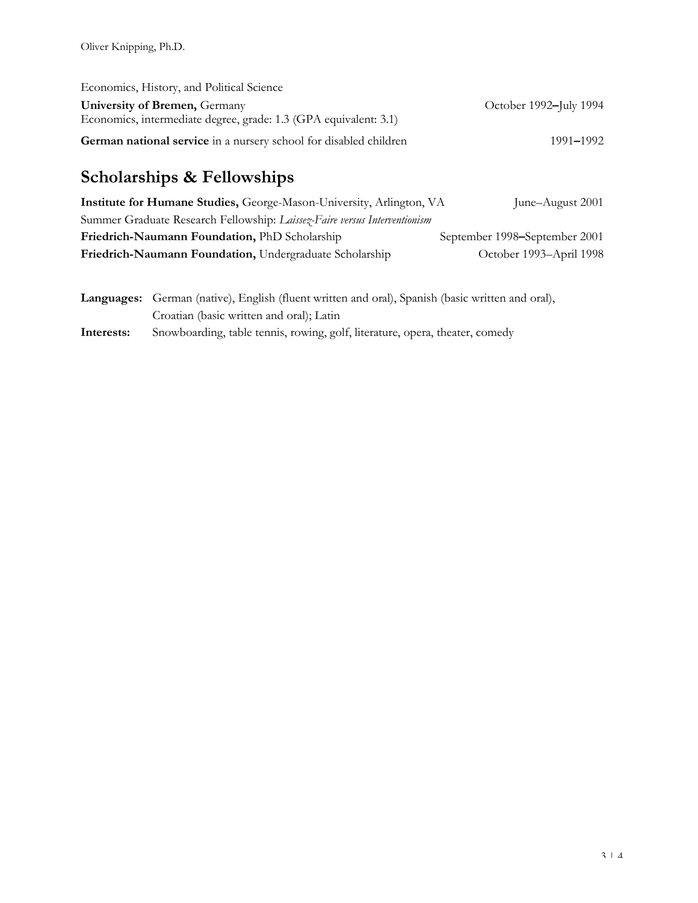Economics, History, and Political Science

**University of Bremen,** Germany — October 1992–July 1994
Economics, intermediate degree, grade: 1.3 (GPA equivalent: 3.1)

**German national service** in a nursery school for disabled children — 1991–1992

## Scholarships & Fellowships

**Institute for Humane Studies,** George-Mason-University, Arlington, VA — June–August 2001
Summer Graduate Research Fellowship: *Laissez-Faire versus Interventionism*

**Friedrich-Naumann Foundation,** PhD Scholarship — September 1998–September 2001

**Friedrich-Naumann Foundation,** Undergraduate Scholarship — October 1993–April 1998

**Languages:** German (native), English (fluent written and oral), Spanish (basic written and oral), Croatian (basic written and oral); Latin

**Interests:** Snowboarding, table tennis, rowing, golf, literature, opera, theater, comedy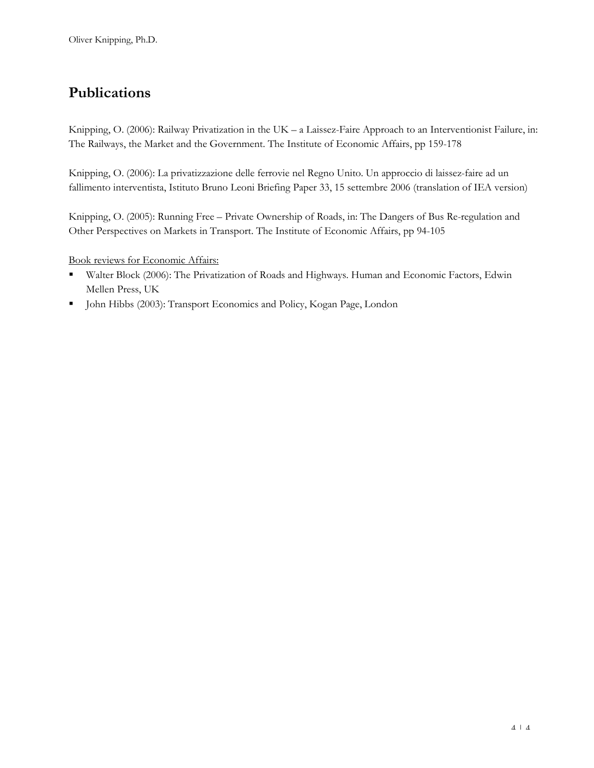## Publications

Knipping, O. (2006): Railway Privatization in the UK – a Laissez-Faire Approach to an Interventionist Failure, in: The Railways, the Market and the Government. The Institute of Economic Affairs, pp 159-178

Knipping, O. (2006): La privatizzazione delle ferrovie nel Regno Unito. Un approccio di laissez-faire ad un fallimento interventista, Istituto Bruno Leoni Briefing Paper 33, 15 settembre 2006 (translation of IEA version)

Knipping, O. (2005): Running Free – Private Ownership of Roads, in: The Dangers of Bus Re-regulation and Other Perspectives on Markets in Transport. The Institute of Economic Affairs, pp 94-105

<u>Book reviews for Economic Affairs:</u>

- Walter Block (2006): The Privatization of Roads and Highways. Human and Economic Factors, Edwin Mellen Press, UK
- John Hibbs (2003): Transport Economics and Policy, Kogan Page, London